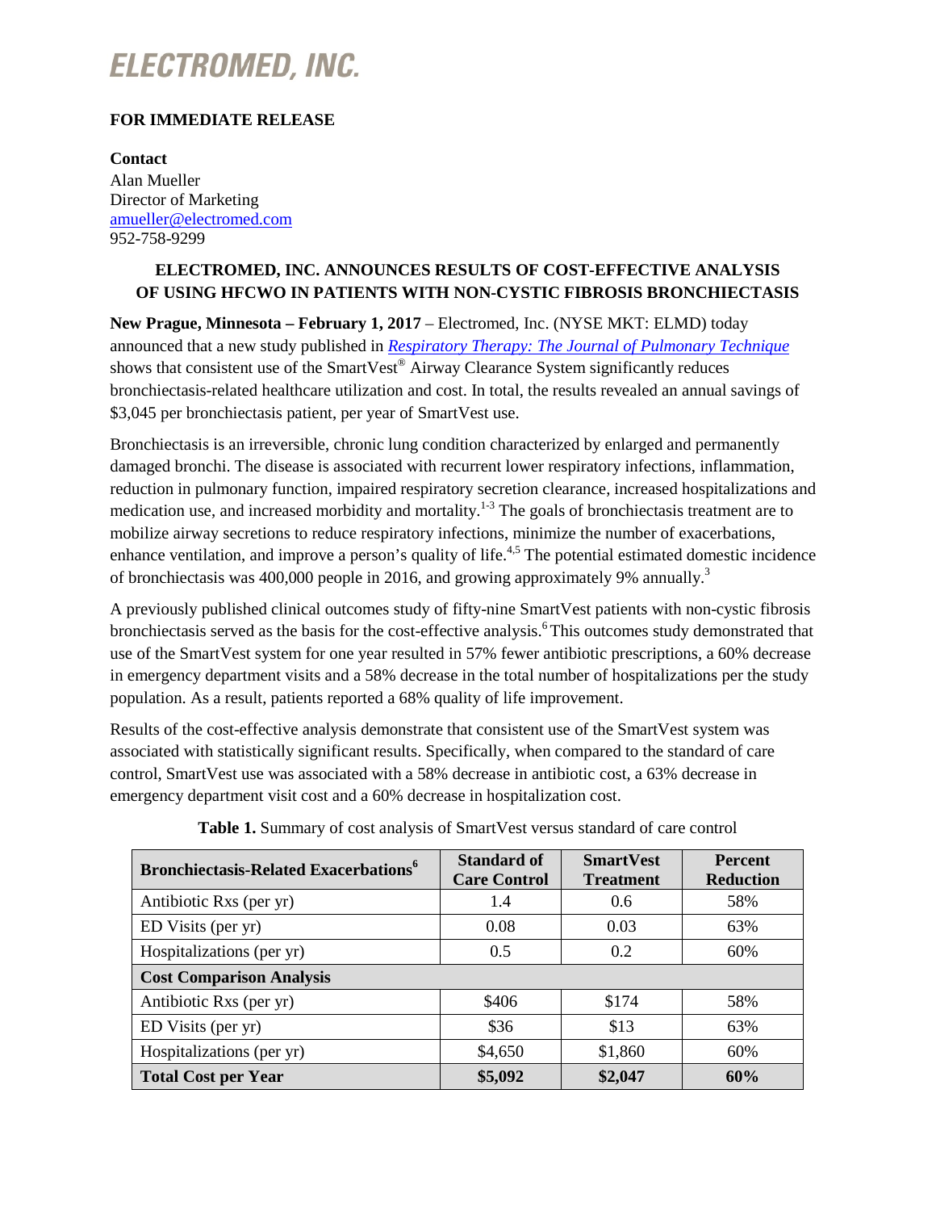# ELECTROMED, INC.

**FOR IMMEDIATE RELEASE**

**Contact**
Alan Mueller
Director of Marketing
amueller@electromed.com
952-758-9299

## ELECTROMED, INC. ANNOUNCES RESULTS OF COST-EFFECTIVE ANALYSIS OF USING HFCWO IN PATIENTS WITH NON-CYSTIC FIBROSIS BRONCHIECTASIS

**New Prague, Minnesota – February 1, 2017** – Electromed, Inc. (NYSE MKT: ELMD) today announced that a new study published in *Respiratory Therapy: The Journal of Pulmonary Technique* shows that consistent use of the SmartVest® Airway Clearance System significantly reduces bronchiectasis-related healthcare utilization and cost. In total, the results revealed an annual savings of $3,045 per bronchiectasis patient, per year of SmartVest use.

Bronchiectasis is an irreversible, chronic lung condition characterized by enlarged and permanently damaged bronchi. The disease is associated with recurrent lower respiratory infections, inflammation, reduction in pulmonary function, impaired respiratory secretion clearance, increased hospitalizations and medication use, and increased morbidity and mortality.[1-3] The goals of bronchiectasis treatment are to mobilize airway secretions to reduce respiratory infections, minimize the number of exacerbations, enhance ventilation, and improve a person's quality of life.[4,5] The potential estimated domestic incidence of bronchiectasis was 400,000 people in 2016, and growing approximately 9% annually.[3]

A previously published clinical outcomes study of fifty-nine SmartVest patients with non-cystic fibrosis bronchiectasis served as the basis for the cost-effective analysis.[6] This outcomes study demonstrated that use of the SmartVest system for one year resulted in 57% fewer antibiotic prescriptions, a 60% decrease in emergency department visits and a 58% decrease in the total number of hospitalizations per the study population. As a result, patients reported a 68% quality of life improvement.

Results of the cost-effective analysis demonstrate that consistent use of the SmartVest system was associated with statistically significant results. Specifically, when compared to the standard of care control, SmartVest use was associated with a 58% decrease in antibiotic cost, a 63% decrease in emergency department visit cost and a 60% decrease in hospitalization cost.

**Table 1.** Summary of cost analysis of SmartVest versus standard of care control

| **Bronchiectasis-Related Exacerbations**[6] | **Standard of Care Control** | **SmartVest Treatment** | **Percent Reduction** |
|---|---|---|---|
| Antibiotic Rxs (per yr) | 1.4 | 0.6 | 58% |
| ED Visits (per yr) | 0.08 | 0.03 | 63% |
| Hospitalizations (per yr) | 0.5 | 0.2 | 60% |
| **Cost Comparison Analysis** | | | |
| Antibiotic Rxs (per yr) | $406 | $174 | 58% |
| ED Visits (per yr) | $36 | $13 | 63% |
| Hospitalizations (per yr) | $4,650 | $1,860 | 60% |
| **Total Cost per Year** | **$5,092** | **$2,047** | **60%** |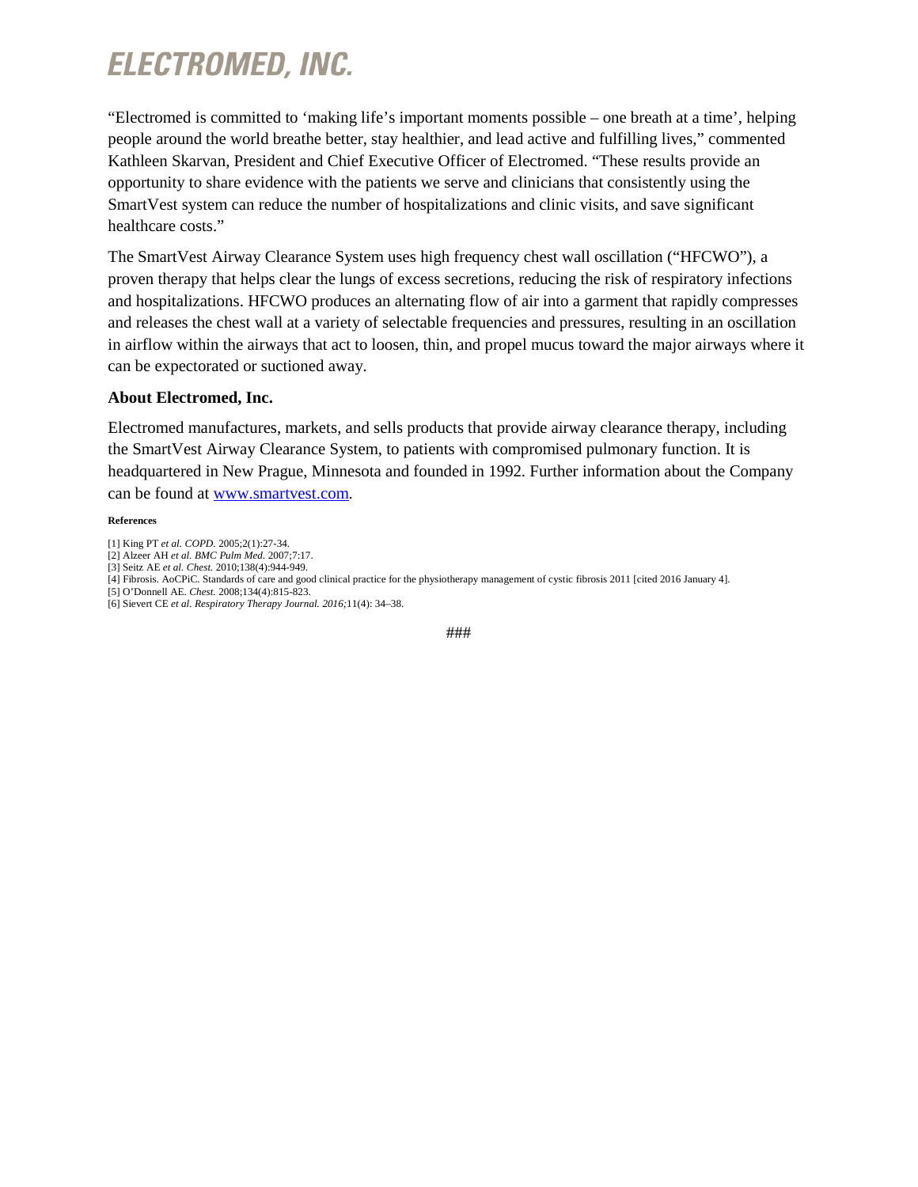# ELECTROMED, INC.

"Electromed is committed to 'making life's important moments possible – one breath at a time', helping people around the world breathe better, stay healthier, and lead active and fulfilling lives," commented Kathleen Skarvan, President and Chief Executive Officer of Electromed. "These results provide an opportunity to share evidence with the patients we serve and clinicians that consistently using the SmartVest system can reduce the number of hospitalizations and clinic visits, and save significant healthcare costs."

The SmartVest Airway Clearance System uses high frequency chest wall oscillation ("HFCWO"), a proven therapy that helps clear the lungs of excess secretions, reducing the risk of respiratory infections and hospitalizations. HFCWO produces an alternating flow of air into a garment that rapidly compresses and releases the chest wall at a variety of selectable frequencies and pressures, resulting in an oscillation in airflow within the airways that act to loosen, thin, and propel mucus toward the major airways where it can be expectorated or suctioned away.

**About Electromed, Inc.**

Electromed manufactures, markets, and sells products that provide airway clearance therapy, including the SmartVest Airway Clearance System, to patients with compromised pulmonary function. It is headquartered in New Prague, Minnesota and founded in 1992. Further information about the Company can be found at [www.smartvest.com](http://www.smartvest.com).

**References**

[1] King PT *et al. COPD.* 2005;2(1):27-34.
[2] Alzeer AH *et al. BMC Pulm Med.* 2007;7:17.
[3] Seitz AE *et al. Chest.* 2010;138(4):944-949.
[4] Fibrosis. AoCPiC. Standards of care and good clinical practice for the physiotherapy management of cystic fibrosis 2011 [cited 2016 January 4].
[5] O'Donnell AE. *Chest.* 2008;134(4):815-823.
[6] Sievert CE *et al. Respiratory Therapy Journal. 2016;*11(4): 34–38.

###